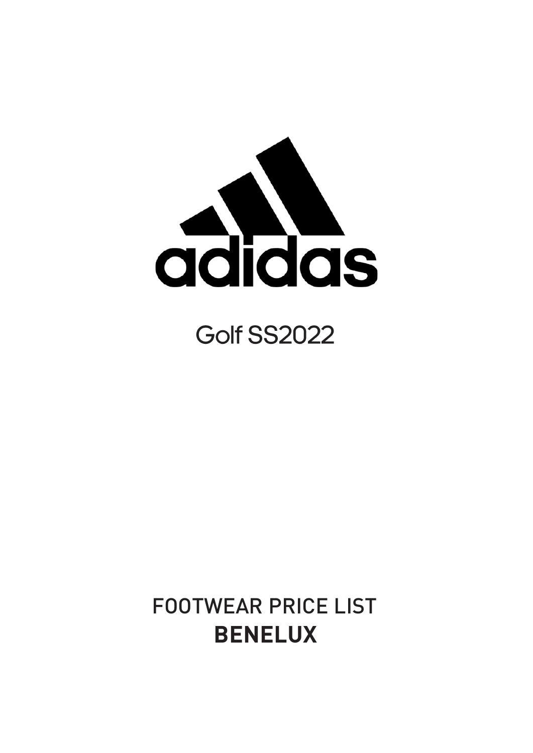# adidas

## Golf SS2022

FOOTWEAR PRICE LIST
**BENELUX**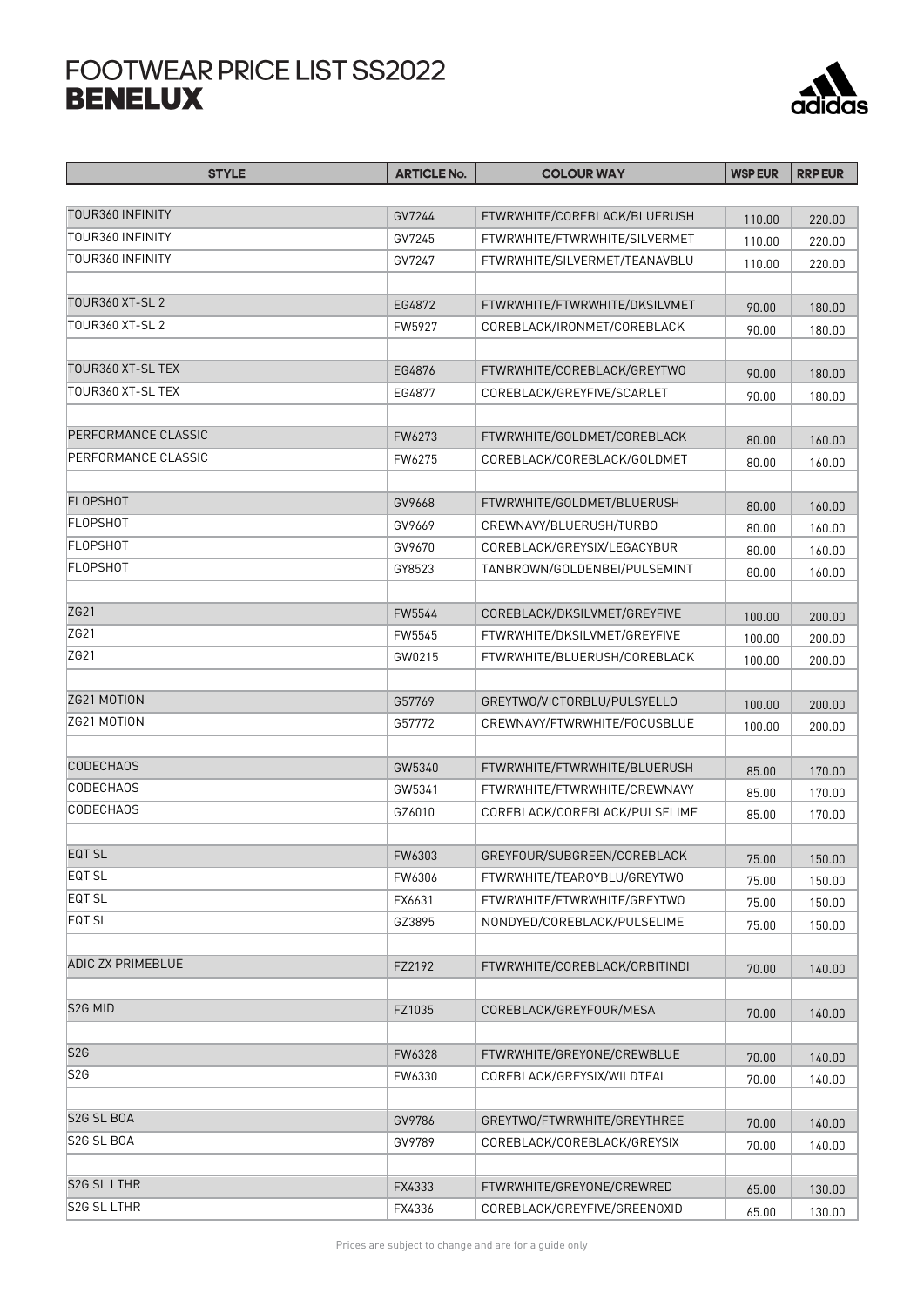# FOOTWEAR PRICE LIST SS2022
## BENELUX

| STYLE | ARTICLE No. | COLOUR WAY | WSP EUR | RRP EUR |
|---|---|---|---|---|
| TOUR360 INFINITY | GV7244 | FTWRWHITE/COREBLACK/BLUERUSH | 110.00 | 220.00 |
| TOUR360 INFINITY | GV7245 | FTWRWHITE/FTWRWHITE/SILVERMET | 110.00 | 220.00 |
| TOUR360 INFINITY | GV7247 | FTWRWHITE/SILVERMET/TEANAVBLU | 110.00 | 220.00 |
| | | | | |
| TOUR360 XT-SL 2 | EG4872 | FTWRWHITE/FTWRWHITE/DKSILVMET | 90.00 | 180.00 |
| TOUR360 XT-SL 2 | FW5927 | COREBLACK/IRONMET/COREBLACK | 90.00 | 180.00 |
| | | | | |
| TOUR360 XT-SL TEX | EG4876 | FTWRWHITE/COREBLACK/GREYTWO | 90.00 | 180.00 |
| TOUR360 XT-SL TEX | EG4877 | COREBLACK/GREYFIVE/SCARLET | 90.00 | 180.00 |
| | | | | |
| PERFORMANCE CLASSIC | FW6273 | FTWRWHITE/GOLDMET/COREBLACK | 80.00 | 160.00 |
| PERFORMANCE CLASSIC | FW6275 | COREBLACK/COREBLACK/GOLDMET | 80.00 | 160.00 |
| | | | | |
| FLOPSHOT | GV9668 | FTWRWHITE/GOLDMET/BLUERUSH | 80.00 | 160.00 |
| FLOPSHOT | GV9669 | CREWNAVY/BLUERUSH/TURBO | 80.00 | 160.00 |
| FLOPSHOT | GV9670 | COREBLACK/GREYSIX/LEGACYBUR | 80.00 | 160.00 |
| FLOPSHOT | GY8523 | TANBROWN/GOLDENBEI/PULSEMINT | 80.00 | 160.00 |
| | | | | |
| ZG21 | FW5544 | COREBLACK/DKSILVMET/GREYFIVE | 100.00 | 200.00 |
| ZG21 | FW5545 | FTWRWHITE/DKSILVMET/GREYFIVE | 100.00 | 200.00 |
| ZG21 | GW0215 | FTWRWHITE/BLUERUSH/COREBLACK | 100.00 | 200.00 |
| | | | | |
| ZG21 MOTION | G57769 | GREYTWO/VICTORBLU/PULSYELLO | 100.00 | 200.00 |
| ZG21 MOTION | G57772 | CREWNAVY/FTWRWHITE/FOCUSBLUE | 100.00 | 200.00 |
| | | | | |
| CODECHAOS | GW5340 | FTWRWHITE/FTWRWHITE/BLUERUSH | 85.00 | 170.00 |
| CODECHAOS | GW5341 | FTWRWHITE/FTWRWHITE/CREWNAVY | 85.00 | 170.00 |
| CODECHAOS | GZ6010 | COREBLACK/COREBLACK/PULSELIME | 85.00 | 170.00 |
| | | | | |
| EQT SL | FW6303 | GREYFOUR/SUBGREEN/COREBLACK | 75.00 | 150.00 |
| EQT SL | FW6306 | FTWRWHITE/TEAROYBLU/GREYTWO | 75.00 | 150.00 |
| EQT SL | FX6631 | FTWRWHITE/FTWRWHITE/GREYTWO | 75.00 | 150.00 |
| EQT SL | GZ3895 | NONDYED/COREBLACK/PULSELIME | 75.00 | 150.00 |
| | | | | |
| ADIC ZX PRIMEBLUE | FZ2192 | FTWRWHITE/COREBLACK/ORBITINDI | 70.00 | 140.00 |
| | | | | |
| S2G MID | FZ1035 | COREBLACK/GREYFOUR/MESA | 70.00 | 140.00 |
| | | | | |
| S2G | FW6328 | FTWRWHITE/GREYONE/CREWBLUE | 70.00 | 140.00 |
| S2G | FW6330 | COREBLACK/GREYSIX/WILDTEAL | 70.00 | 140.00 |
| | | | | |
| S2G SL BOA | GV9786 | GREYTWO/FTWRWHITE/GREYTHREE | 70.00 | 140.00 |
| S2G SL BOA | GV9789 | COREBLACK/COREBLACK/GREYSIX | 70.00 | 140.00 |
| | | | | |
| S2G SL LTHR | FX4333 | FTWRWHITE/GREYONE/CREWRED | 65.00 | 130.00 |
| S2G SL LTHR | FX4336 | COREBLACK/GREYFIVE/GREENOXID | 65.00 | 130.00 |

Prices are subject to change and are for a guide only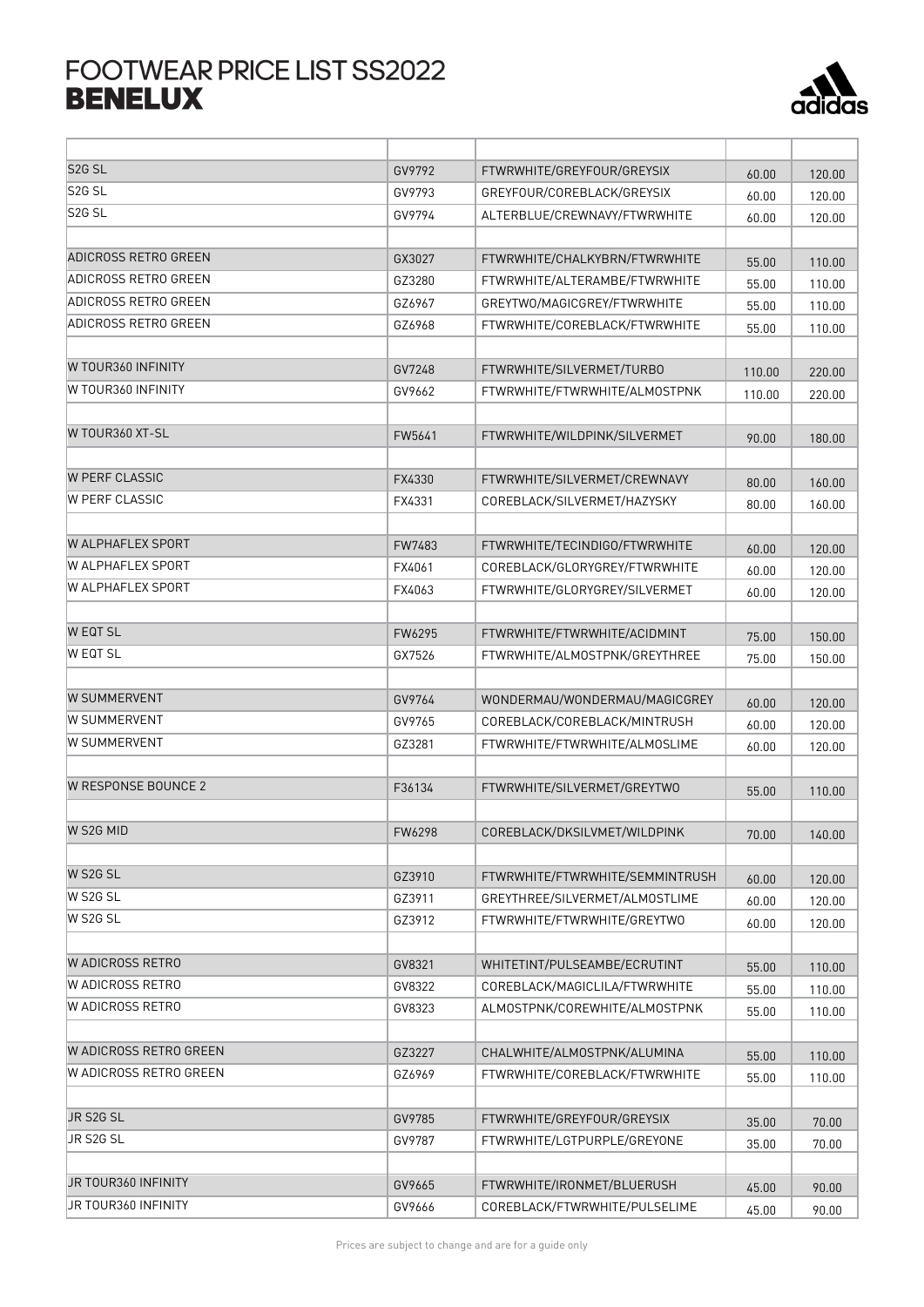# FOOTWEAR PRICE LIST SS2022
## BENELUX

| | | | | |
|---|---|---|---|---|
| S2G SL | GV9792 | FTWRWHITE/GREYFOUR/GREYSIX | 60.00 | 120.00 |
| S2G SL | GV9793 | GREYFOUR/COREBLACK/GREYSIX | 60.00 | 120.00 |
| S2G SL | GV9794 | ALTERBLUE/CREWNAVY/FTWRWHITE | 60.00 | 120.00 |
| | | | | |
| ADICROSS RETRO GREEN | GX3027 | FTWRWHITE/CHALKYBRN/FTWRWHITE | 55.00 | 110.00 |
| ADICROSS RETRO GREEN | GZ3280 | FTWRWHITE/ALTERAMBE/FTWRWHITE | 55.00 | 110.00 |
| ADICROSS RETRO GREEN | GZ6967 | GREYTWO/MAGICGREY/FTWRWHITE | 55.00 | 110.00 |
| ADICROSS RETRO GREEN | GZ6968 | FTWRWHITE/COREBLACK/FTWRWHITE | 55.00 | 110.00 |
| | | | | |
| W TOUR360 INFINITY | GV7248 | FTWRWHITE/SILVERMET/TURBO | 110.00 | 220.00 |
| W TOUR360 INFINITY | GV9662 | FTWRWHITE/FTWRWHITE/ALMOSTPNK | 110.00 | 220.00 |
| | | | | |
| W TOUR360 XT-SL | FW5641 | FTWRWHITE/WILDPINK/SILVERMET | 90.00 | 180.00 |
| | | | | |
| W PERF CLASSIC | FX4330 | FTWRWHITE/SILVERMET/CREWNAVY | 80.00 | 160.00 |
| W PERF CLASSIC | FX4331 | COREBLACK/SILVERMET/HAZYSKY | 80.00 | 160.00 |
| | | | | |
| W ALPHAFLEX SPORT | FW7483 | FTWRWHITE/TECINDIGO/FTWRWHITE | 60.00 | 120.00 |
| W ALPHAFLEX SPORT | FX4061 | COREBLACK/GLORYGREY/FTWRWHITE | 60.00 | 120.00 |
| W ALPHAFLEX SPORT | FX4063 | FTWRWHITE/GLORYGREY/SILVERMET | 60.00 | 120.00 |
| | | | | |
| W EQT SL | FW6295 | FTWRWHITE/FTWRWHITE/ACIDMINT | 75.00 | 150.00 |
| W EQT SL | GX7526 | FTWRWHITE/ALMOSTPNK/GREYTHREE | 75.00 | 150.00 |
| | | | | |
| W SUMMERVENT | GV9764 | WONDERMAU/WONDERMAU/MAGICGREY | 60.00 | 120.00 |
| W SUMMERVENT | GV9765 | COREBLACK/COREBLACK/MINTRUSH | 60.00 | 120.00 |
| W SUMMERVENT | GZ3281 | FTWRWHITE/FTWRWHITE/ALMOSLIME | 60.00 | 120.00 |
| | | | | |
| W RESPONSE BOUNCE 2 | F36134 | FTWRWHITE/SILVERMET/GREYTWO | 55.00 | 110.00 |
| | | | | |
| W S2G MID | FW6298 | COREBLACK/DKSILVMET/WILDPINK | 70.00 | 140.00 |
| | | | | |
| W S2G SL | GZ3910 | FTWRWHITE/FTWRWHITE/SEMMINTRUSH | 60.00 | 120.00 |
| W S2G SL | GZ3911 | GREYTHREE/SILVERMET/ALMOSTLIME | 60.00 | 120.00 |
| W S2G SL | GZ3912 | FTWRWHITE/FTWRWHITE/GREYTWO | 60.00 | 120.00 |
| | | | | |
| W ADICROSS RETRO | GV8321 | WHITETINT/PULSEAMBE/ECRUTINT | 55.00 | 110.00 |
| W ADICROSS RETRO | GV8322 | COREBLACK/MAGICLILA/FTWRWHITE | 55.00 | 110.00 |
| W ADICROSS RETRO | GV8323 | ALMOSTPNK/COREWHITE/ALMOSTPNK | 55.00 | 110.00 |
| | | | | |
| W ADICROSS RETRO GREEN | GZ3227 | CHALWHITE/ALMOSTPNK/ALUMINA | 55.00 | 110.00 |
| W ADICROSS RETRO GREEN | GZ6969 | FTWRWHITE/COREBLACK/FTWRWHITE | 55.00 | 110.00 |
| | | | | |
| JR S2G SL | GV9785 | FTWRWHITE/GREYFOUR/GREYSIX | 35.00 | 70.00 |
| JR S2G SL | GV9787 | FTWRWHITE/LGTPURPLE/GREYONE | 35.00 | 70.00 |
| | | | | |
| JR TOUR360 INFINITY | GV9665 | FTWRWHITE/IRONMET/BLUERUSH | 45.00 | 90.00 |
| JR TOUR360 INFINITY | GV9666 | COREBLACK/FTWRWHITE/PULSELIME | 45.00 | 90.00 |

Prices are subject to change and are for a guide only